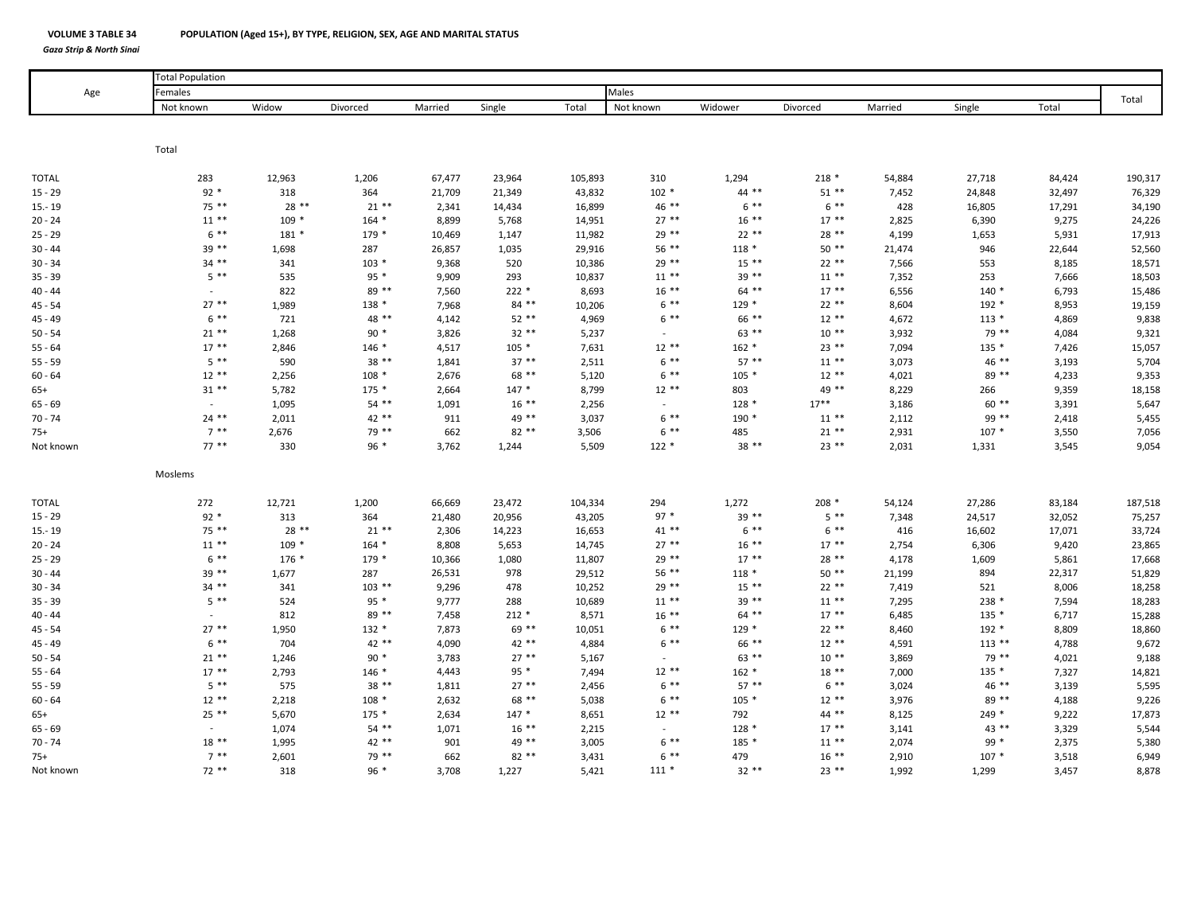**VOLUME 3 TABLE 34** POPULATION (Aged 15+), BY TYPE, RELIGION, SEX, AGE AND MARITAL STATUS

*Gaza Strip & North Sinai*

| Age | Total Population | | | | | | | | | | | | Total |
|---|---|---|---|---|---|---|---|---|---|---|---|---|---|
| | Females | | | | | | Males | | | | | | |
| | Not known | Widow | Divorced | Married | Single | Total | Not known | Widower | Divorced | Married | Single | Total | |
| | **Total** | | | | | | | | | | | | |
| TOTAL | 283 | 12,963 | 1,206 | 67,477 | 23,964 | 105,893 | 310 | 1,294 | 218 * | 54,884 | 27,718 | 84,424 | 190,317 |
| 15 - 29 | 92 * | 318 | 364 | 21,709 | 21,349 | 43,832 | 102 * | 44 ** | 51 ** | 7,452 | 24,848 | 32,497 | 76,329 |
| 15.- 19 | 75 ** | 28 ** | 21 ** | 2,341 | 14,434 | 16,899 | 46 ** | 6 ** | 6 ** | 428 | 16,805 | 17,291 | 34,190 |
| 20 - 24 | 11 ** | 109 * | 164 * | 8,899 | 5,768 | 14,951 | 27 ** | 16 ** | 17 ** | 2,825 | 6,390 | 9,275 | 24,226 |
| 25 - 29 | 6 ** | 181 * | 179 * | 10,469 | 1,147 | 11,982 | 29 ** | 22 ** | 28 ** | 4,199 | 1,653 | 5,931 | 17,913 |
| 30 - 44 | 39 ** | 1,698 | 287 | 26,857 | 1,035 | 29,916 | 56 ** | 118 * | 50 ** | 21,474 | 946 | 22,644 | 52,560 |
| 30 - 34 | 34 ** | 341 | 103 * | 9,368 | 520 | 10,386 | 29 ** | 15 ** | 22 ** | 7,566 | 553 | 8,185 | 18,571 |
| 35 - 39 | 5 ** | 535 | 95 * | 9,909 | 293 | 10,837 | 11 ** | 39 ** | 11 ** | 7,352 | 253 | 7,666 | 18,503 |
| 40 - 44 | - | 822 | 89 ** | 7,560 | 222 * | 8,693 | 16 ** | 64 ** | 17 ** | 6,556 | 140 * | 6,793 | 15,486 |
| 45 - 54 | 27 ** | 1,989 | 138 * | 7,968 | 84 ** | 10,206 | 6 ** | 129 * | 22 ** | 8,604 | 192 * | 8,953 | 19,159 |
| 45 - 49 | 6 ** | 721 | 48 ** | 4,142 | 52 ** | 4,969 | 6 ** | 66 ** | 12 ** | 4,672 | 113 * | 4,869 | 9,838 |
| 50 - 54 | 21 ** | 1,268 | 90 * | 3,826 | 32 ** | 5,237 | - | 63 ** | 10 ** | 3,932 | 79 ** | 4,084 | 9,321 |
| 55 - 64 | 17 ** | 2,846 | 146 * | 4,517 | 105 * | 7,631 | 12 ** | 162 * | 23 ** | 7,094 | 135 * | 7,426 | 15,057 |
| 55 - 59 | 5 ** | 590 | 38 ** | 1,841 | 37 ** | 2,511 | 6 ** | 57 ** | 11 ** | 3,073 | 46 ** | 3,193 | 5,704 |
| 60 - 64 | 12 ** | 2,256 | 108 * | 2,676 | 68 ** | 5,120 | 6 ** | 105 * | 12 ** | 4,021 | 89 ** | 4,233 | 9,353 |
| 65+ | 31 ** | 5,782 | 175 * | 2,664 | 147 * | 8,799 | 12 ** | 803 | 49 ** | 8,229 | 266 | 9,359 | 18,158 |
| 65 - 69 | - | 1,095 | 54 ** | 1,091 | 16 ** | 2,256 | - | 128 * | 17** | 3,186 | 60 ** | 3,391 | 5,647 |
| 70 - 74 | 24 ** | 2,011 | 42 ** | 911 | 49 ** | 3,037 | 6 ** | 190 * | 11 ** | 2,112 | 99 ** | 2,418 | 5,455 |
| 75+ | 7 ** | 2,676 | 79 ** | 662 | 82 ** | 3,506 | 6 ** | 485 | 21 ** | 2,931 | 107 * | 3,550 | 7,056 |
| Not known | 77 ** | 330 | 96 * | 3,762 | 1,244 | 5,509 | 122 * | 38 ** | 23 ** | 2,031 | 1,331 | 3,545 | 9,054 |
| | **Moslems** | | | | | | | | | | | | |
| TOTAL | 272 | 12,721 | 1,200 | 66,669 | 23,472 | 104,334 | 294 | 1,272 | 208 * | 54,124 | 27,286 | 83,184 | 187,518 |
| 15 - 29 | 92 * | 313 | 364 | 21,480 | 20,956 | 43,205 | 97 * | 39 ** | 5 ** | 7,348 | 24,517 | 32,052 | 75,257 |
| 15.- 19 | 75 ** | 28 ** | 21 ** | 2,306 | 14,223 | 16,653 | 41 ** | 6 ** | 6 ** | 416 | 16,602 | 17,071 | 33,724 |
| 20 - 24 | 11 ** | 109 * | 164 * | 8,808 | 5,653 | 14,745 | 27 ** | 16 ** | 17 ** | 2,754 | 6,306 | 9,420 | 23,865 |
| 25 - 29 | 6 ** | 176 * | 179 * | 10,366 | 1,080 | 11,807 | 29 ** | 17 ** | 28 ** | 4,178 | 1,609 | 5,861 | 17,668 |
| 30 - 44 | 39 ** | 1,677 | 287 | 26,531 | 978 | 29,512 | 56 ** | 118 * | 50 ** | 21,199 | 894 | 22,317 | 51,829 |
| 30 - 34 | 34 ** | 341 | 103 ** | 9,296 | 478 | 10,252 | 29 ** | 15 ** | 22 ** | 7,419 | 521 | 8,006 | 18,258 |
| 35 - 39 | 5 ** | 524 | 95 * | 9,777 | 288 | 10,689 | 11 ** | 39 ** | 11 ** | 7,295 | 238 * | 7,594 | 18,283 |
| 40 - 44 | - | 812 | 89 ** | 7,458 | 212 * | 8,571 | 16 ** | 64 ** | 17 ** | 6,485 | 135 * | 6,717 | 15,288 |
| 45 - 54 | 27 ** | 1,950 | 132 * | 7,873 | 69 ** | 10,051 | 6 ** | 129 * | 22 ** | 8,460 | 192 * | 8,809 | 18,860 |
| 45 - 49 | 6 ** | 704 | 42 ** | 4,090 | 42 ** | 4,884 | 6 ** | 66 ** | 12 ** | 4,591 | 113 ** | 4,788 | 9,672 |
| 50 - 54 | 21 ** | 1,246 | 90 * | 3,783 | 27 ** | 5,167 | - | 63 ** | 10 ** | 3,869 | 79 ** | 4,021 | 9,188 |
| 55 - 64 | 17 ** | 2,793 | 146 * | 4,443 | 95 * | 7,494 | 12 ** | 162 * | 18 ** | 7,000 | 135 * | 7,327 | 14,821 |
| 55 - 59 | 5 ** | 575 | 38 ** | 1,811 | 27 ** | 2,456 | 6 ** | 57 ** | 6 ** | 3,024 | 46 ** | 3,139 | 5,595 |
| 60 - 64 | 12 ** | 2,218 | 108 * | 2,632 | 68 ** | 5,038 | 6 ** | 105 * | 12 ** | 3,976 | 89 ** | 4,188 | 9,226 |
| 65+ | 25 ** | 5,670 | 175 * | 2,634 | 147 * | 8,651 | 12 ** | 792 | 44 ** | 8,125 | 249 * | 9,222 | 17,873 |
| 65 - 69 | - | 1,074 | 54 ** | 1,071 | 16 ** | 2,215 | - | 128 * | 17 ** | 3,141 | 43 ** | 3,329 | 5,544 |
| 70 - 74 | 18 ** | 1,995 | 42 ** | 901 | 49 ** | 3,005 | 6 ** | 185 * | 11 ** | 2,074 | 99 * | 2,375 | 5,380 |
| 75+ | 7 ** | 2,601 | 79 ** | 662 | 82 ** | 3,431 | 6 ** | 479 | 16 ** | 2,910 | 107 * | 3,518 | 6,949 |
| Not known | 72 ** | 318 | 96 * | 3,708 | 1,227 | 5,421 | 111 * | 32 ** | 23 ** | 1,992 | 1,299 | 3,457 | 8,878 |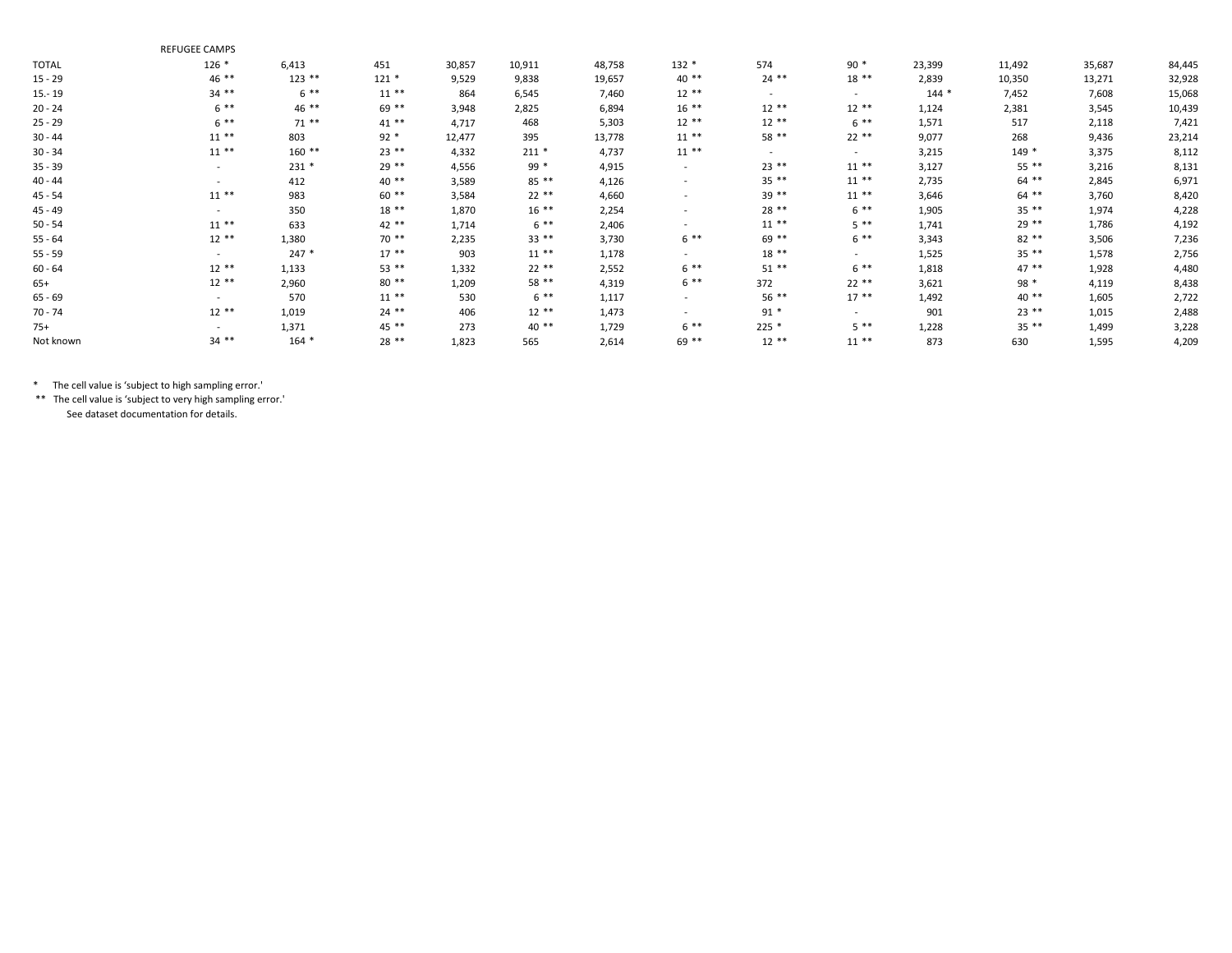| | REFUGEE CAMPS | | | | | | | | | | | | |
|---|---|---|---|---|---|---|---|---|---|---|---|---|---|
| TOTAL | 126 * | 6,413 | 451 | 30,857 | 10,911 | 48,758 | 132 * | 574 | 90 * | 23,399 | 11,492 | 35,687 | 84,445 |
| 15 - 29 | 46 ** | 123 ** | 121 * | 9,529 | 9,838 | 19,657 | 40 ** | 24 ** | 18 ** | 2,839 | 10,350 | 13,271 | 32,928 |
| 15.- 19 | 34 ** | 6 ** | 11 ** | 864 | 6,545 | 7,460 | 12 ** | - | - | 144 * | 7,452 | 7,608 | 15,068 |
| 20 - 24 | 6 ** | 46 ** | 69 ** | 3,948 | 2,825 | 6,894 | 16 ** | 12 ** | 12 ** | 1,124 | 2,381 | 3,545 | 10,439 |
| 25 - 29 | 6 ** | 71 ** | 41 ** | 4,717 | 468 | 5,303 | 12 ** | 12 ** | 6 ** | 1,571 | 517 | 2,118 | 7,421 |
| 30 - 44 | 11 ** | 803 | 92 * | 12,477 | 395 | 13,778 | 11 ** | 58 ** | 22 ** | 9,077 | 268 | 9,436 | 23,214 |
| 30 - 34 | 11 ** | 160 ** | 23 ** | 4,332 | 211 * | 4,737 | 11 ** | - | - | 3,215 | 149 * | 3,375 | 8,112 |
| 35 - 39 | - | 231 * | 29 ** | 4,556 | 99 * | 4,915 | - | 23 ** | 11 ** | 3,127 | 55 ** | 3,216 | 8,131 |
| 40 - 44 | - | 412 | 40 ** | 3,589 | 85 ** | 4,126 | - | 35 ** | 11 ** | 2,735 | 64 ** | 2,845 | 6,971 |
| 45 - 54 | 11 ** | 983 | 60 ** | 3,584 | 22 ** | 4,660 | - | 39 ** | 11 ** | 3,646 | 64 ** | 3,760 | 8,420 |
| 45 - 49 | - | 350 | 18 ** | 1,870 | 16 ** | 2,254 | - | 28 ** | 6 ** | 1,905 | 35 ** | 1,974 | 4,228 |
| 50 - 54 | 11 ** | 633 | 42 ** | 1,714 | 6 ** | 2,406 | - | 11 ** | 5 ** | 1,741 | 29 ** | 1,786 | 4,192 |
| 55 - 64 | 12 ** | 1,380 | 70 ** | 2,235 | 33 ** | 3,730 | 6 ** | 69 ** | 6 ** | 3,343 | 82 ** | 3,506 | 7,236 |
| 55 - 59 | - | 247 * | 17 ** | 903 | 11 ** | 1,178 | - | 18 ** | - | 1,525 | 35 ** | 1,578 | 2,756 |
| 60 - 64 | 12 ** | 1,133 | 53 ** | 1,332 | 22 ** | 2,552 | 6 ** | 51 ** | 6 ** | 1,818 | 47 ** | 1,928 | 4,480 |
| 65+ | 12 ** | 2,960 | 80 ** | 1,209 | 58 ** | 4,319 | 6 ** | 372 | 22 ** | 3,621 | 98 * | 4,119 | 8,438 |
| 65 - 69 | - | 570 | 11 ** | 530 | 6 ** | 1,117 | - | 56 ** | 17 ** | 1,492 | 40 ** | 1,605 | 2,722 |
| 70 - 74 | 12 ** | 1,019 | 24 ** | 406 | 12 ** | 1,473 | - | 91 * | - | 901 | 23 ** | 1,015 | 2,488 |
| 75+ | - | 1,371 | 45 ** | 273 | 40 ** | 1,729 | 6 ** | 225 * | 5 ** | 1,228 | 35 ** | 1,499 | 3,228 |
| Not known | 34 ** | 164 * | 28 ** | 1,823 | 565 | 2,614 | 69 ** | 12 ** | 11 ** | 873 | 630 | 1,595 | 4,209 |

\* The cell value is 'subject to high sampling error.'

\** The cell value is 'subject to very high sampling error.'

See dataset documentation for details.